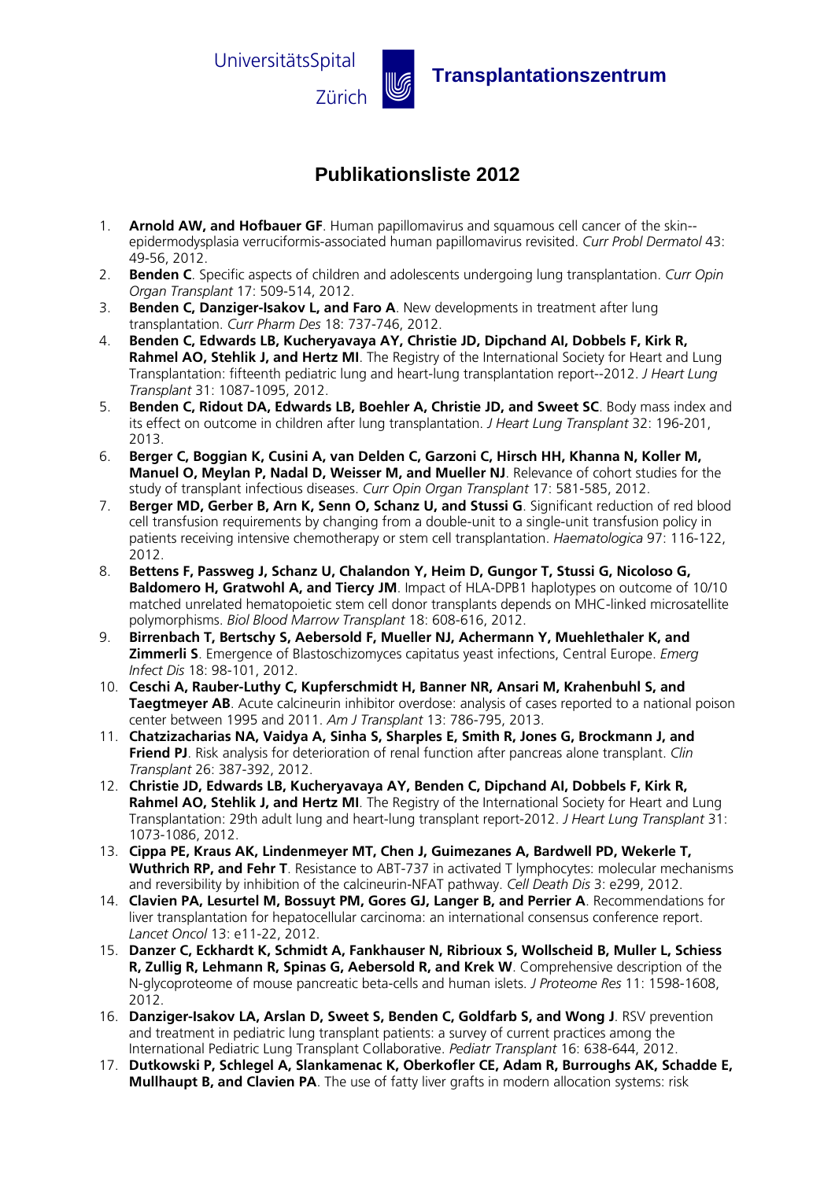UniversitätsSpital Zürich

**Transplantationszentrum**

# Publikationsliste 2012

1. **Arnold AW, and Hofbauer GF**. Human papillomavirus and squamous cell cancer of the skin--epidermodysplasia verruciformis-associated human papillomavirus revisited. *Curr Probl Dermatol* 43: 49-56, 2012.
2. **Benden C**. Specific aspects of children and adolescents undergoing lung transplantation. *Curr Opin Organ Transplant* 17: 509-514, 2012.
3. **Benden C, Danziger-Isakov L, and Faro A**. New developments in treatment after lung transplantation. *Curr Pharm Des* 18: 737-746, 2012.
4. **Benden C, Edwards LB, Kucheryavaya AY, Christie JD, Dipchand AI, Dobbels F, Kirk R, Rahmel AO, Stehlik J, and Hertz MI**. The Registry of the International Society for Heart and Lung Transplantation: fifteenth pediatric lung and heart-lung transplantation report--2012. *J Heart Lung Transplant* 31: 1087-1095, 2012.
5. **Benden C, Ridout DA, Edwards LB, Boehler A, Christie JD, and Sweet SC**. Body mass index and its effect on outcome in children after lung transplantation. *J Heart Lung Transplant* 32: 196-201, 2013.
6. **Berger C, Boggian K, Cusini A, van Delden C, Garzoni C, Hirsch HH, Khanna N, Koller M, Manuel O, Meylan P, Nadal D, Weisser M, and Mueller NJ**. Relevance of cohort studies for the study of transplant infectious diseases. *Curr Opin Organ Transplant* 17: 581-585, 2012.
7. **Berger MD, Gerber B, Arn K, Senn O, Schanz U, and Stussi G**. Significant reduction of red blood cell transfusion requirements by changing from a double-unit to a single-unit transfusion policy in patients receiving intensive chemotherapy or stem cell transplantation. *Haematologica* 97: 116-122, 2012.
8. **Bettens F, Passweg J, Schanz U, Chalandon Y, Heim D, Gungor T, Stussi G, Nicoloso G, Baldomero H, Gratwohl A, and Tiercy JM**. Impact of HLA-DPB1 haplotypes on outcome of 10/10 matched unrelated hematopoietic stem cell donor transplants depends on MHC-linked microsatellite polymorphisms. *Biol Blood Marrow Transplant* 18: 608-616, 2012.
9. **Birrenbach T, Bertschy S, Aebersold F, Mueller NJ, Achermann Y, Muehlethaler K, and Zimmerli S**. Emergence of Blastoschizomyces capitatus yeast infections, Central Europe. *Emerg Infect Dis* 18: 98-101, 2012.
10. **Ceschi A, Rauber-Luthy C, Kupferschmidt H, Banner NR, Ansari M, Krahenbuhl S, and Taegtmeyer AB**. Acute calcineurin inhibitor overdose: analysis of cases reported to a national poison center between 1995 and 2011. *Am J Transplant* 13: 786-795, 2013.
11. **Chatzizacharias NA, Vaidya A, Sinha S, Sharples E, Smith R, Jones G, Brockmann J, and Friend PJ**. Risk analysis for deterioration of renal function after pancreas alone transplant. *Clin Transplant* 26: 387-392, 2012.
12. **Christie JD, Edwards LB, Kucheryavaya AY, Benden C, Dipchand AI, Dobbels F, Kirk R, Rahmel AO, Stehlik J, and Hertz MI**. The Registry of the International Society for Heart and Lung Transplantation: 29th adult lung and heart-lung transplant report-2012. *J Heart Lung Transplant* 31: 1073-1086, 2012.
13. **Cippa PE, Kraus AK, Lindenmeyer MT, Chen J, Guimezanes A, Bardwell PD, Wekerle T, Wuthrich RP, and Fehr T**. Resistance to ABT-737 in activated T lymphocytes: molecular mechanisms and reversibility by inhibition of the calcineurin-NFAT pathway. *Cell Death Dis* 3: e299, 2012.
14. **Clavien PA, Lesurtel M, Bossuyt PM, Gores GJ, Langer B, and Perrier A**. Recommendations for liver transplantation for hepatocellular carcinoma: an international consensus conference report. *Lancet Oncol* 13: e11-22, 2012.
15. **Danzer C, Eckhardt K, Schmidt A, Fankhauser N, Ribrioux S, Wollscheid B, Muller L, Schiess R, Zullig R, Lehmann R, Spinas G, Aebersold R, and Krek W**. Comprehensive description of the N-glycoproteome of mouse pancreatic beta-cells and human islets. *J Proteome Res* 11: 1598-1608, 2012.
16. **Danziger-Isakov LA, Arslan D, Sweet S, Benden C, Goldfarb S, and Wong J**. RSV prevention and treatment in pediatric lung transplant patients: a survey of current practices among the International Pediatric Lung Transplant Collaborative. *Pediatr Transplant* 16: 638-644, 2012.
17. **Dutkowski P, Schlegel A, Slankamenac K, Oberkofler CE, Adam R, Burroughs AK, Schadde E, Mullhaupt B, and Clavien PA**. The use of fatty liver grafts in modern allocation systems: risk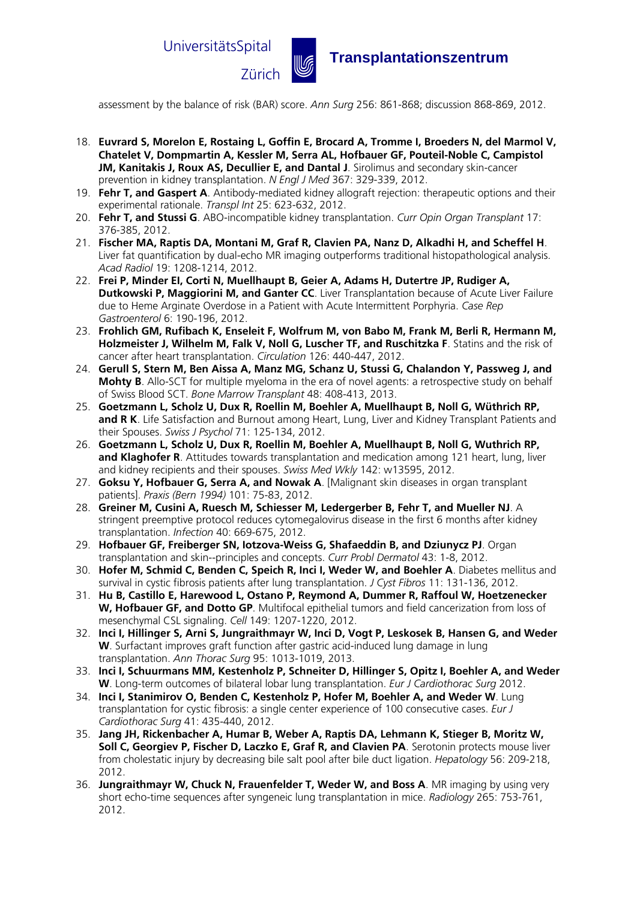assessment by the balance of risk (BAR) score. *Ann Surg* 256: 861-868; discussion 868-869, 2012.

18. **Euvrard S, Morelon E, Rostaing L, Goffin E, Brocard A, Tromme I, Broeders N, del Marmol V, Chatelet V, Dompmartin A, Kessler M, Serra AL, Hofbauer GF, Pouteil-Noble C, Campistol JM, Kanitakis J, Roux AS, Decullier E, and Dantal J**. Sirolimus and secondary skin-cancer prevention in kidney transplantation. *N Engl J Med* 367: 329-339, 2012.
19. **Fehr T, and Gaspert A**. Antibody-mediated kidney allograft rejection: therapeutic options and their experimental rationale. *Transpl Int* 25: 623-632, 2012.
20. **Fehr T, and Stussi G**. ABO-incompatible kidney transplantation. *Curr Opin Organ Transplant* 17: 376-385, 2012.
21. **Fischer MA, Raptis DA, Montani M, Graf R, Clavien PA, Nanz D, Alkadhi H, and Scheffel H**. Liver fat quantification by dual-echo MR imaging outperforms traditional histopathological analysis. *Acad Radiol* 19: 1208-1214, 2012.
22. **Frei P, Minder EI, Corti N, Muellhaupt B, Geier A, Adams H, Dutertre JP, Rudiger A, Dutkowski P, Maggiorini M, and Ganter CC**. Liver Transplantation because of Acute Liver Failure due to Heme Arginate Overdose in a Patient with Acute Intermittent Porphyria. *Case Rep Gastroenterol* 6: 190-196, 2012.
23. **Frohlich GM, Rufibach K, Enseleit F, Wolfrum M, von Babo M, Frank M, Berli R, Hermann M, Holzmeister J, Wilhelm M, Falk V, Noll G, Luscher TF, and Ruschitzka F**. Statins and the risk of cancer after heart transplantation. *Circulation* 126: 440-447, 2012.
24. **Gerull S, Stern M, Ben Aissa A, Manz MG, Schanz U, Stussi G, Chalandon Y, Passweg J, and Mohty B**. Allo-SCT for multiple myeloma in the era of novel agents: a retrospective study on behalf of Swiss Blood SCT. *Bone Marrow Transplant* 48: 408-413, 2013.
25. **Goetzmann L, Scholz U, Dux R, Roellin M, Boehler A, Muellhaupt B, Noll G, Wüthrich RP, and R K**. Life Satisfaction and Burnout among Heart, Lung, Liver and Kidney Transplant Patients and their Spouses. *Swiss J Psychol* 71: 125-134, 2012.
26. **Goetzmann L, Scholz U, Dux R, Roellin M, Boehler A, Muellhaupt B, Noll G, Wuthrich RP, and Klaghofer R**. Attitudes towards transplantation and medication among 121 heart, lung, liver and kidney recipients and their spouses. *Swiss Med Wkly* 142: w13595, 2012.
27. **Goksu Y, Hofbauer G, Serra A, and Nowak A**. [Malignant skin diseases in organ transplant patients]. *Praxis (Bern 1994)* 101: 75-83, 2012.
28. **Greiner M, Cusini A, Ruesch M, Schiesser M, Ledergerber B, Fehr T, and Mueller NJ**. A stringent preemptive protocol reduces cytomegalovirus disease in the first 6 months after kidney transplantation. *Infection* 40: 669-675, 2012.
29. **Hofbauer GF, Freiberger SN, Iotzova-Weiss G, Shafaeddin B, and Dziunycz PJ**. Organ transplantation and skin--principles and concepts. *Curr Probl Dermatol* 43: 1-8, 2012.
30. **Hofer M, Schmid C, Benden C, Speich R, Inci I, Weder W, and Boehler A**. Diabetes mellitus and survival in cystic fibrosis patients after lung transplantation. *J Cyst Fibros* 11: 131-136, 2012.
31. **Hu B, Castillo E, Harewood L, Ostano P, Reymond A, Dummer R, Raffoul W, Hoetzenecker W, Hofbauer GF, and Dotto GP**. Multifocal epithelial tumors and field cancerization from loss of mesenchymal CSL signaling. *Cell* 149: 1207-1220, 2012.
32. **Inci I, Hillinger S, Arni S, Jungraithmayr W, Inci D, Vogt P, Leskosek B, Hansen G, and Weder W**. Surfactant improves graft function after gastric acid-induced lung damage in lung transplantation. *Ann Thorac Surg* 95: 1013-1019, 2013.
33. **Inci I, Schuurmans MM, Kestenholz P, Schneiter D, Hillinger S, Opitz I, Boehler A, and Weder W**. Long-term outcomes of bilateral lobar lung transplantation. *Eur J Cardiothorac Surg* 2012.
34. **Inci I, Stanimirov O, Benden C, Kestenholz P, Hofer M, Boehler A, and Weder W**. Lung transplantation for cystic fibrosis: a single center experience of 100 consecutive cases. *Eur J Cardiothorac Surg* 41: 435-440, 2012.
35. **Jang JH, Rickenbacher A, Humar B, Weber A, Raptis DA, Lehmann K, Stieger B, Moritz W, Soll C, Georgiev P, Fischer D, Laczko E, Graf R, and Clavien PA**. Serotonin protects mouse liver from cholestatic injury by decreasing bile salt pool after bile duct ligation. *Hepatology* 56: 209-218, 2012.
36. **Jungraithmayr W, Chuck N, Frauenfelder T, Weder W, and Boss A**. MR imaging by using very short echo-time sequences after syngeneic lung transplantation in mice. *Radiology* 265: 753-761, 2012.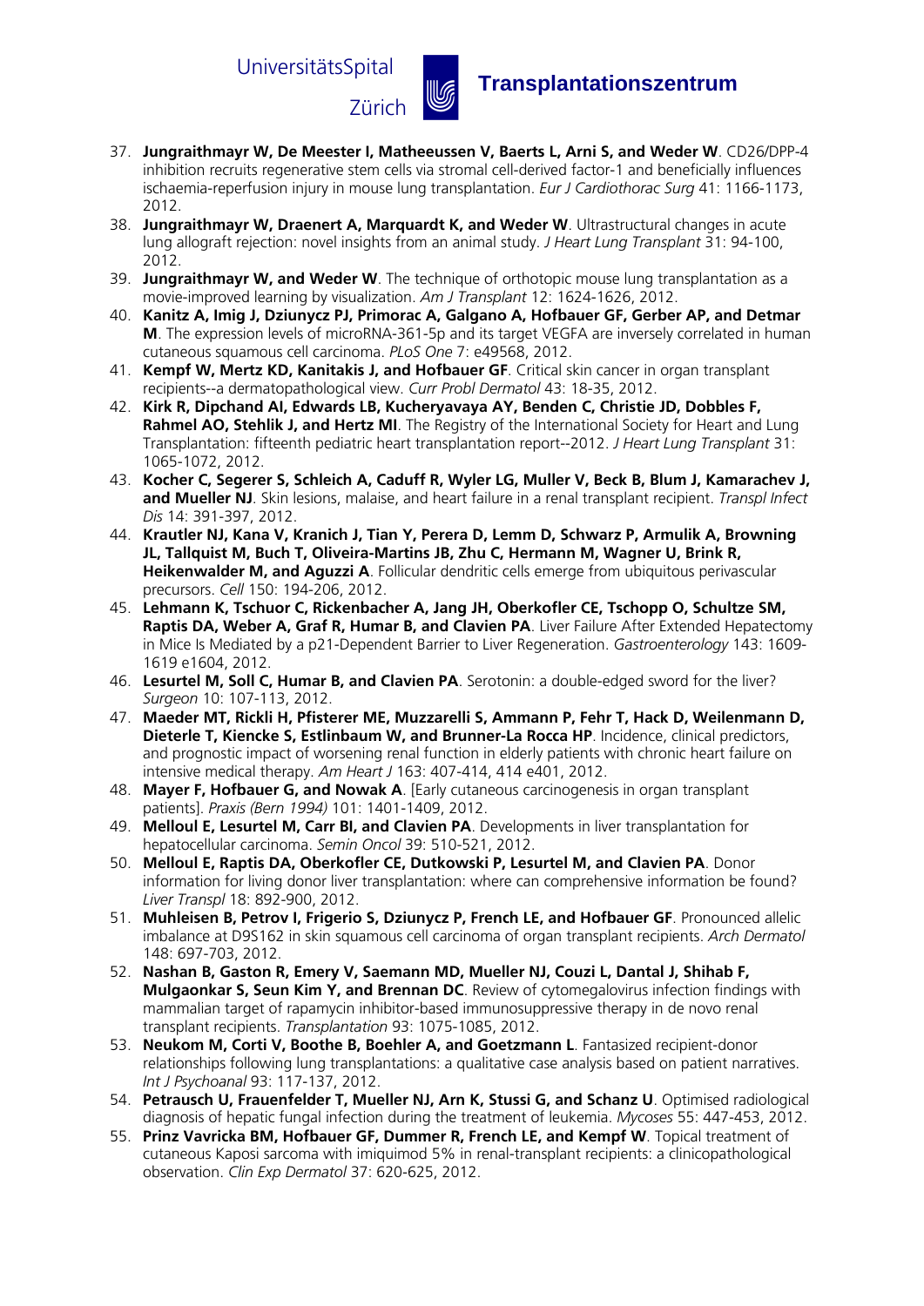37. **Jungraithmayr W, De Meester I, Matheeussen V, Baerts L, Arni S, and Weder W**. CD26/DPP-4 inhibition recruits regenerative stem cells via stromal cell-derived factor-1 and beneficially influences ischaemia-reperfusion injury in mouse lung transplantation. *Eur J Cardiothorac Surg* 41: 1166-1173, 2012.
38. **Jungraithmayr W, Draenert A, Marquardt K, and Weder W**. Ultrastructural changes in acute lung allograft rejection: novel insights from an animal study. *J Heart Lung Transplant* 31: 94-100, 2012.
39. **Jungraithmayr W, and Weder W**. The technique of orthotopic mouse lung transplantation as a movie-improved learning by visualization. *Am J Transplant* 12: 1624-1626, 2012.
40. **Kanitz A, Imig J, Dziunycz PJ, Primorac A, Galgano A, Hofbauer GF, Gerber AP, and Detmar M**. The expression levels of microRNA-361-5p and its target VEGFA are inversely correlated in human cutaneous squamous cell carcinoma. *PLoS One* 7: e49568, 2012.
41. **Kempf W, Mertz KD, Kanitakis J, and Hofbauer GF**. Critical skin cancer in organ transplant recipients--a dermatopathological view. *Curr Probl Dermatol* 43: 18-35, 2012.
42. **Kirk R, Dipchand AI, Edwards LB, Kucheryavaya AY, Benden C, Christie JD, Dobbles F, Rahmel AO, Stehlik J, and Hertz MI**. The Registry of the International Society for Heart and Lung Transplantation: fifteenth pediatric heart transplantation report--2012. *J Heart Lung Transplant* 31: 1065-1072, 2012.
43. **Kocher C, Segerer S, Schleich A, Caduff R, Wyler LG, Muller V, Beck B, Blum J, Kamarachev J, and Mueller NJ**. Skin lesions, malaise, and heart failure in a renal transplant recipient. *Transpl Infect Dis* 14: 391-397, 2012.
44. **Krautler NJ, Kana V, Kranich J, Tian Y, Perera D, Lemm D, Schwarz P, Armulik A, Browning JL, Tallquist M, Buch T, Oliveira-Martins JB, Zhu C, Hermann M, Wagner U, Brink R, Heikenwalder M, and Aguzzi A**. Follicular dendritic cells emerge from ubiquitous perivascular precursors. *Cell* 150: 194-206, 2012.
45. **Lehmann K, Tschuor C, Rickenbacher A, Jang JH, Oberkofler CE, Tschopp O, Schultze SM, Raptis DA, Weber A, Graf R, Humar B, and Clavien PA**. Liver Failure After Extended Hepatectomy in Mice Is Mediated by a p21-Dependent Barrier to Liver Regeneration. *Gastroenterology* 143: 1609-1619 e1604, 2012.
46. **Lesurtel M, Soll C, Humar B, and Clavien PA**. Serotonin: a double-edged sword for the liver? *Surgeon* 10: 107-113, 2012.
47. **Maeder MT, Rickli H, Pfisterer ME, Muzzarelli S, Ammann P, Fehr T, Hack D, Weilenmann D, Dieterle T, Kiencke S, Estlinbaum W, and Brunner-La Rocca HP**. Incidence, clinical predictors, and prognostic impact of worsening renal function in elderly patients with chronic heart failure on intensive medical therapy. *Am Heart J* 163: 407-414, 414 e401, 2012.
48. **Mayer F, Hofbauer G, and Nowak A**. [Early cutaneous carcinogenesis in organ transplant patients]. *Praxis (Bern 1994)* 101: 1401-1409, 2012.
49. **Melloul E, Lesurtel M, Carr BI, and Clavien PA**. Developments in liver transplantation for hepatocellular carcinoma. *Semin Oncol* 39: 510-521, 2012.
50. **Melloul E, Raptis DA, Oberkofler CE, Dutkowski P, Lesurtel M, and Clavien PA**. Donor information for living donor liver transplantation: where can comprehensive information be found? *Liver Transpl* 18: 892-900, 2012.
51. **Muhleisen B, Petrov I, Frigerio S, Dziunycz P, French LE, and Hofbauer GF**. Pronounced allelic imbalance at D9S162 in skin squamous cell carcinoma of organ transplant recipients. *Arch Dermatol* 148: 697-703, 2012.
52. **Nashan B, Gaston R, Emery V, Saemann MD, Mueller NJ, Couzi L, Dantal J, Shihab F, Mulgaonkar S, Seun Kim Y, and Brennan DC**. Review of cytomegalovirus infection findings with mammalian target of rapamycin inhibitor-based immunosuppressive therapy in de novo renal transplant recipients. *Transplantation* 93: 1075-1085, 2012.
53. **Neukom M, Corti V, Boothe B, Boehler A, and Goetzmann L**. Fantasized recipient-donor relationships following lung transplantations: a qualitative case analysis based on patient narratives. *Int J Psychoanal* 93: 117-137, 2012.
54. **Petrausch U, Frauenfelder T, Mueller NJ, Arn K, Stussi G, and Schanz U**. Optimised radiological diagnosis of hepatic fungal infection during the treatment of leukemia. *Mycoses* 55: 447-453, 2012.
55. **Prinz Vavricka BM, Hofbauer GF, Dummer R, French LE, and Kempf W**. Topical treatment of cutaneous Kaposi sarcoma with imiquimod 5% in renal-transplant recipients: a clinicopathological observation. *Clin Exp Dermatol* 37: 620-625, 2012.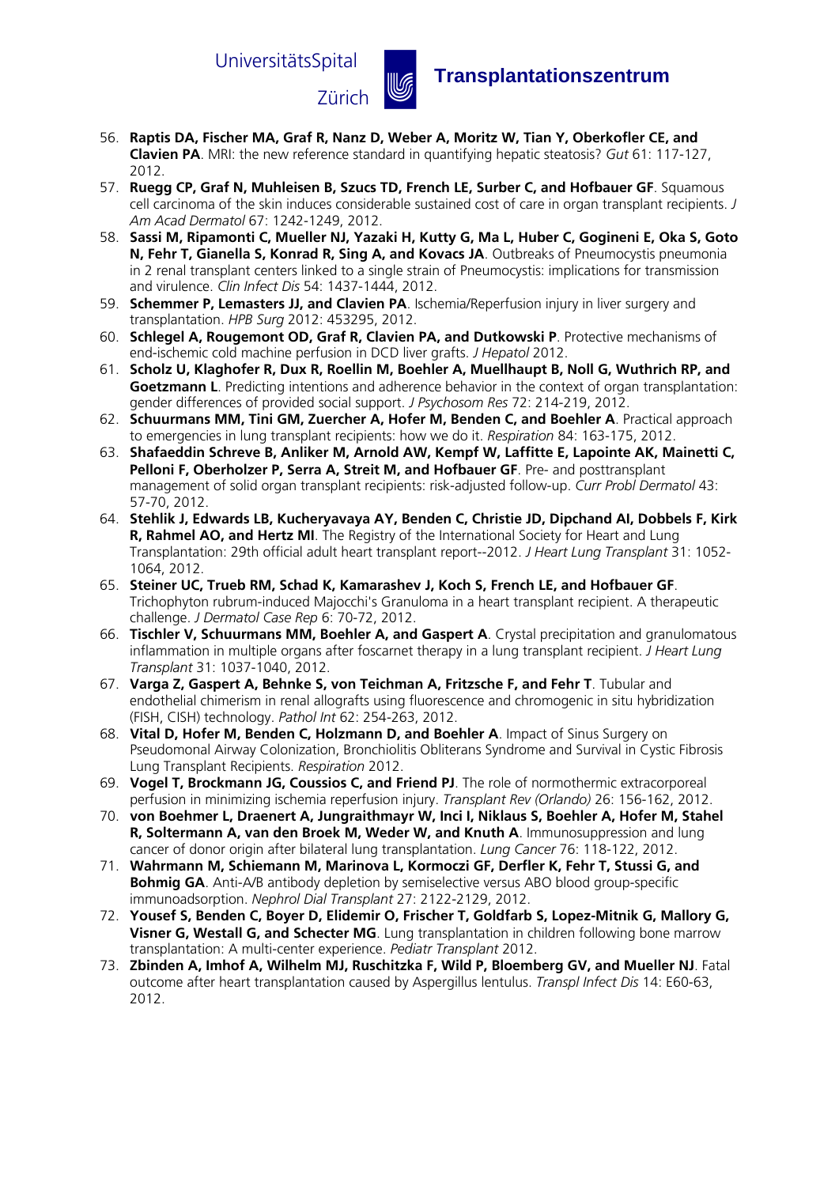56. **Raptis DA, Fischer MA, Graf R, Nanz D, Weber A, Moritz W, Tian Y, Oberkofler CE, and Clavien PA**. MRI: the new reference standard in quantifying hepatic steatosis? *Gut* 61: 117-127, 2012.
57. **Ruegg CP, Graf N, Muhleisen B, Szucs TD, French LE, Surber C, and Hofbauer GF**. Squamous cell carcinoma of the skin induces considerable sustained cost of care in organ transplant recipients. *J Am Acad Dermatol* 67: 1242-1249, 2012.
58. **Sassi M, Ripamonti C, Mueller NJ, Yazaki H, Kutty G, Ma L, Huber C, Gogineni E, Oka S, Goto N, Fehr T, Gianella S, Konrad R, Sing A, and Kovacs JA**. Outbreaks of Pneumocystis pneumonia in 2 renal transplant centers linked to a single strain of Pneumocystis: implications for transmission and virulence. *Clin Infect Dis* 54: 1437-1444, 2012.
59. **Schemmer P, Lemasters JJ, and Clavien PA**. Ischemia/Reperfusion injury in liver surgery and transplantation. *HPB Surg* 2012: 453295, 2012.
60. **Schlegel A, Rougemont OD, Graf R, Clavien PA, and Dutkowski P**. Protective mechanisms of end-ischemic cold machine perfusion in DCD liver grafts. *J Hepatol* 2012.
61. **Scholz U, Klaghofer R, Dux R, Roellin M, Boehler A, Muellhaupt B, Noll G, Wuthrich RP, and Goetzmann L**. Predicting intentions and adherence behavior in the context of organ transplantation: gender differences of provided social support. *J Psychosom Res* 72: 214-219, 2012.
62. **Schuurmans MM, Tini GM, Zuercher A, Hofer M, Benden C, and Boehler A**. Practical approach to emergencies in lung transplant recipients: how we do it. *Respiration* 84: 163-175, 2012.
63. **Shafaeddin Schreve B, Anliker M, Arnold AW, Kempf W, Laffitte E, Lapointe AK, Mainetti C, Pelloni F, Oberholzer P, Serra A, Streit M, and Hofbauer GF**. Pre- and posttransplant management of solid organ transplant recipients: risk-adjusted follow-up. *Curr Probl Dermatol* 43: 57-70, 2012.
64. **Stehlik J, Edwards LB, Kucheryavaya AY, Benden C, Christie JD, Dipchand AI, Dobbels F, Kirk R, Rahmel AO, and Hertz MI**. The Registry of the International Society for Heart and Lung Transplantation: 29th official adult heart transplant report--2012. *J Heart Lung Transplant* 31: 1052-1064, 2012.
65. **Steiner UC, Trueb RM, Schad K, Kamarashev J, Koch S, French LE, and Hofbauer GF**. Trichophyton rubrum-induced Majocchi's Granuloma in a heart transplant recipient. A therapeutic challenge. *J Dermatol Case Rep* 6: 70-72, 2012.
66. **Tischler V, Schuurmans MM, Boehler A, and Gaspert A**. Crystal precipitation and granulomatous inflammation in multiple organs after foscarnet therapy in a lung transplant recipient. *J Heart Lung Transplant* 31: 1037-1040, 2012.
67. **Varga Z, Gaspert A, Behnke S, von Teichman A, Fritzsche F, and Fehr T**. Tubular and endothelial chimerism in renal allografts using fluorescence and chromogenic in situ hybridization (FISH, CISH) technology. *Pathol Int* 62: 254-263, 2012.
68. **Vital D, Hofer M, Benden C, Holzmann D, and Boehler A**. Impact of Sinus Surgery on Pseudomonal Airway Colonization, Bronchiolitis Obliterans Syndrome and Survival in Cystic Fibrosis Lung Transplant Recipients. *Respiration* 2012.
69. **Vogel T, Brockmann JG, Coussios C, and Friend PJ**. The role of normothermic extracorporeal perfusion in minimizing ischemia reperfusion injury. *Transplant Rev (Orlando)* 26: 156-162, 2012.
70. **von Boehmer L, Draenert A, Jungraithmayr W, Inci I, Niklaus S, Boehler A, Hofer M, Stahel R, Soltermann A, van den Broek M, Weder W, and Knuth A**. Immunosuppression and lung cancer of donor origin after bilateral lung transplantation. *Lung Cancer* 76: 118-122, 2012.
71. **Wahrmann M, Schiemann M, Marinova L, Kormoczi GF, Derfler K, Fehr T, Stussi G, and Bohmig GA**. Anti-A/B antibody depletion by semiselective versus ABO blood group-specific immunoadsorption. *Nephrol Dial Transplant* 27: 2122-2129, 2012.
72. **Yousef S, Benden C, Boyer D, Elidemir O, Frischer T, Goldfarb S, Lopez-Mitnik G, Mallory G, Visner G, Westall G, and Schecter MG**. Lung transplantation in children following bone marrow transplantation: A multi-center experience. *Pediatr Transplant* 2012.
73. **Zbinden A, Imhof A, Wilhelm MJ, Ruschitzka F, Wild P, Bloemberg GV, and Mueller NJ**. Fatal outcome after heart transplantation caused by Aspergillus lentulus. *Transpl Infect Dis* 14: E60-63, 2012.